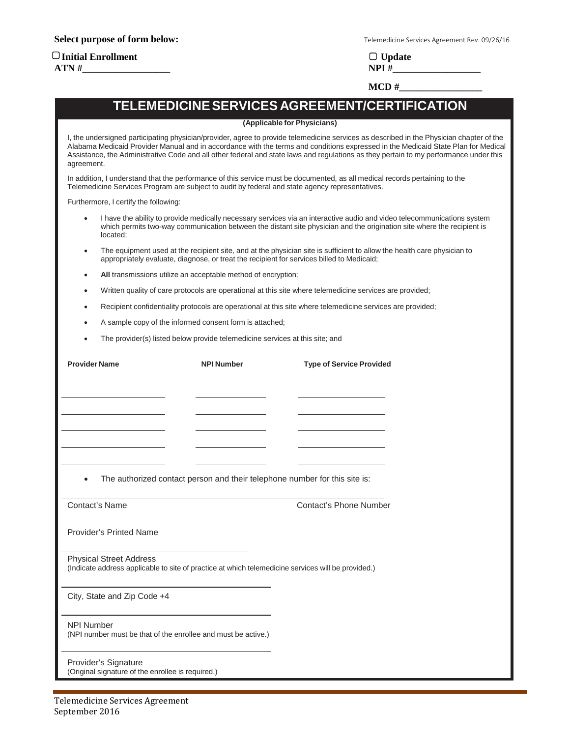**Select purpose of form below:**

Telemedicine Services Agreement Rev. 09/26/16

▢ **Initial Enrollment** ▢ **Update**

**ATN #__________________** **NPI #__________________**

**MCD #_________________**

# TELEMEDICINE SERVICES AGREEMENT/CERTIFICATION

**(Applicable for Physicians)**

I, the undersigned participating physician/provider, agree to provide telemedicine services as described in the Physician chapter of the Alabama Medicaid Provider Manual and in accordance with the terms and conditions expressed in the Medicaid State Plan for Medical Assistance, the Administrative Code and all other federal and state laws and regulations as they pertain to my performance under this agreement.

In addition, I understand that the performance of this service must be documented, as all medical records pertaining to the Telemedicine Services Program are subject to audit by federal and state agency representatives.

Furthermore, I certify the following:

- I have the ability to provide medically necessary services via an interactive audio and video telecommunications system which permits two-way communication between the distant site physician and the origination site where the recipient is located;
- The equipment used at the recipient site, and at the physician site is sufficient to allow the health care physician to appropriately evaluate, diagnose, or treat the recipient for services billed to Medicaid;
- **All** transmissions utilize an acceptable method of encryption;
- Written quality of care protocols are operational at this site where telemedicine services are provided;
- Recipient confidentiality protocols are operational at this site where telemedicine services are provided;
- A sample copy of the informed consent form is attached;
- The provider(s) listed below provide telemedicine services at this site; and

| Provider Name | NPI Number | Type of Service Provided |
|---|---|---|
| | | |
| | | |
| | | |
| | | |
| | | |

- The authorized contact person and their telephone number for this site is:

______________________________________________________________

Contact's Name Contact's Phone Number

______________________________

Provider's Printed Name

______________________________

Physical Street Address
(Indicate address applicable to site of practice at which telemedicine services will be provided.)

______________________________

City, State and Zip Code +4

______________________________

NPI Number
(NPI number must be that of the enrollee and must be active.)

______________________________

Provider's Signature
(Original signature of the enrollee is required.)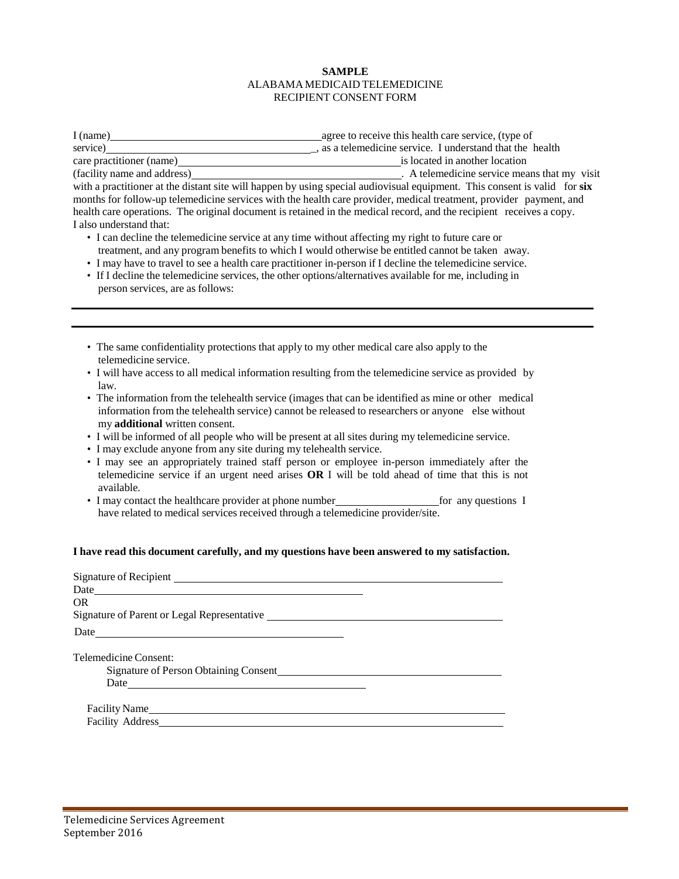**SAMPLE**

ALABAMA MEDICAID TELEMEDICINE
RECIPIENT CONSENT FORM

I (name)\_\_\_\_\_\_\_\_\_\_\_\_\_\_\_\_\_\_\_\_\_\_\_\_\_\_\_\_\_\_\_\_\_\_\_\_\_\_agree to receive this health care service, (type of service)\_\_\_\_\_\_\_\_\_\_\_\_\_\_\_\_\_\_\_\_\_\_\_\_\_\_\_\_\_\_\_\_\_\_\_\_\_\_, as a telemedicine service. I understand that the health care practitioner (name)\_\_\_\_\_\_\_\_\_\_\_\_\_\_\_\_\_\_\_\_\_\_\_\_\_\_\_\_\_\_\_\_\_\_\_\_\_\_is located in another location (facility name and address)\_\_\_\_\_\_\_\_\_\_\_\_\_\_\_\_\_\_\_\_\_\_\_\_\_\_\_\_\_\_\_\_\_\_\_\_\_\_. A telemedicine service means that my visit with a practitioner at the distant site will happen by using special audiovisual equipment. This consent is valid for **six** months for follow-up telemedicine services with the health care provider, medical treatment, provider payment, and health care operations. The original document is retained in the medical record, and the recipient receives a copy.

I also understand that:

- I can decline the telemedicine service at any time without affecting my right to future care or treatment, and any program benefits to which I would otherwise be entitled cannot be taken away.
- I may have to travel to see a health care practitioner in-person if I decline the telemedicine service.
- If I decline the telemedicine services, the other options/alternatives available for me, including in person services, are as follows:

\_\_\_\_\_\_\_\_\_\_\_\_\_\_\_\_\_\_\_\_\_\_\_\_\_\_\_\_\_\_\_\_\_\_\_\_\_\_\_\_\_\_\_\_\_\_\_\_\_\_\_\_\_\_\_\_\_\_\_\_\_\_\_\_\_\_\_\_\_\_\_\_\_\_\_\_

\_\_\_\_\_\_\_\_\_\_\_\_\_\_\_\_\_\_\_\_\_\_\_\_\_\_\_\_\_\_\_\_\_\_\_\_\_\_\_\_\_\_\_\_\_\_\_\_\_\_\_\_\_\_\_\_\_\_\_\_\_\_\_\_\_\_\_\_\_\_\_\_\_\_\_\_

- The same confidentiality protections that apply to my other medical care also apply to the telemedicine service.
- I will have access to all medical information resulting from the telemedicine service as provided by law.
- The information from the telehealth service (images that can be identified as mine or other medical information from the telehealth service) cannot be released to researchers or anyone else without my **additional** written consent.
- I will be informed of all people who will be present at all sites during my telemedicine service.
- I may exclude anyone from any site during my telehealth service.
- I may see an appropriately trained staff person or employee in-person immediately after the telemedicine service if an urgent need arises **OR** I will be told ahead of time that this is not available.
- I may contact the healthcare provider at phone number\_\_\_\_\_\_\_\_\_\_\_\_\_\_\_\_\_\_\_\_for any questions I have related to medical services received through a telemedicine provider/site.

**I have read this document carefully, and my questions have been answered to my satisfaction.**

Signature of Recipient \_\_\_\_\_\_\_\_\_\_\_\_\_\_\_\_\_\_\_\_\_\_\_\_\_\_\_\_\_\_\_\_\_\_\_\_\_\_\_\_\_\_\_\_\_\_\_\_\_\_

Date\_\_\_\_\_\_\_\_\_\_\_\_\_\_\_\_\_\_\_\_\_\_\_\_\_\_\_\_\_\_\_\_\_\_\_\_\_\_\_\_\_\_\_\_

OR

Signature of Parent or Legal Representative \_\_\_\_\_\_\_\_\_\_\_\_\_\_\_\_\_\_\_\_\_\_\_\_\_\_\_\_\_\_\_\_\_\_\_\_\_\_

Date\_\_\_\_\_\_\_\_\_\_\_\_\_\_\_\_\_\_\_\_\_\_\_\_\_\_\_\_\_\_\_\_\_\_\_\_\_\_\_\_\_\_\_\_

Telemedicine Consent:

Signature of Person Obtaining Consent\_\_\_\_\_\_\_\_\_\_\_\_\_\_\_\_\_\_\_\_\_\_\_\_\_\_\_\_\_\_\_\_\_\_\_\_\_\_

Date\_\_\_\_\_\_\_\_\_\_\_\_\_\_\_\_\_\_\_\_\_\_\_\_\_\_\_\_\_\_\_\_\_\_\_\_\_\_\_\_\_\_\_\_

Facility Name\_\_\_\_\_\_\_\_\_\_\_\_\_\_\_\_\_\_\_\_\_\_\_\_\_\_\_\_\_\_\_\_\_\_\_\_\_\_\_\_\_\_\_\_\_\_\_\_\_\_\_\_\_\_\_\_\_\_

Facility Address\_\_\_\_\_\_\_\_\_\_\_\_\_\_\_\_\_\_\_\_\_\_\_\_\_\_\_\_\_\_\_\_\_\_\_\_\_\_\_\_\_\_\_\_\_\_\_\_\_\_\_\_\_\_\_\_